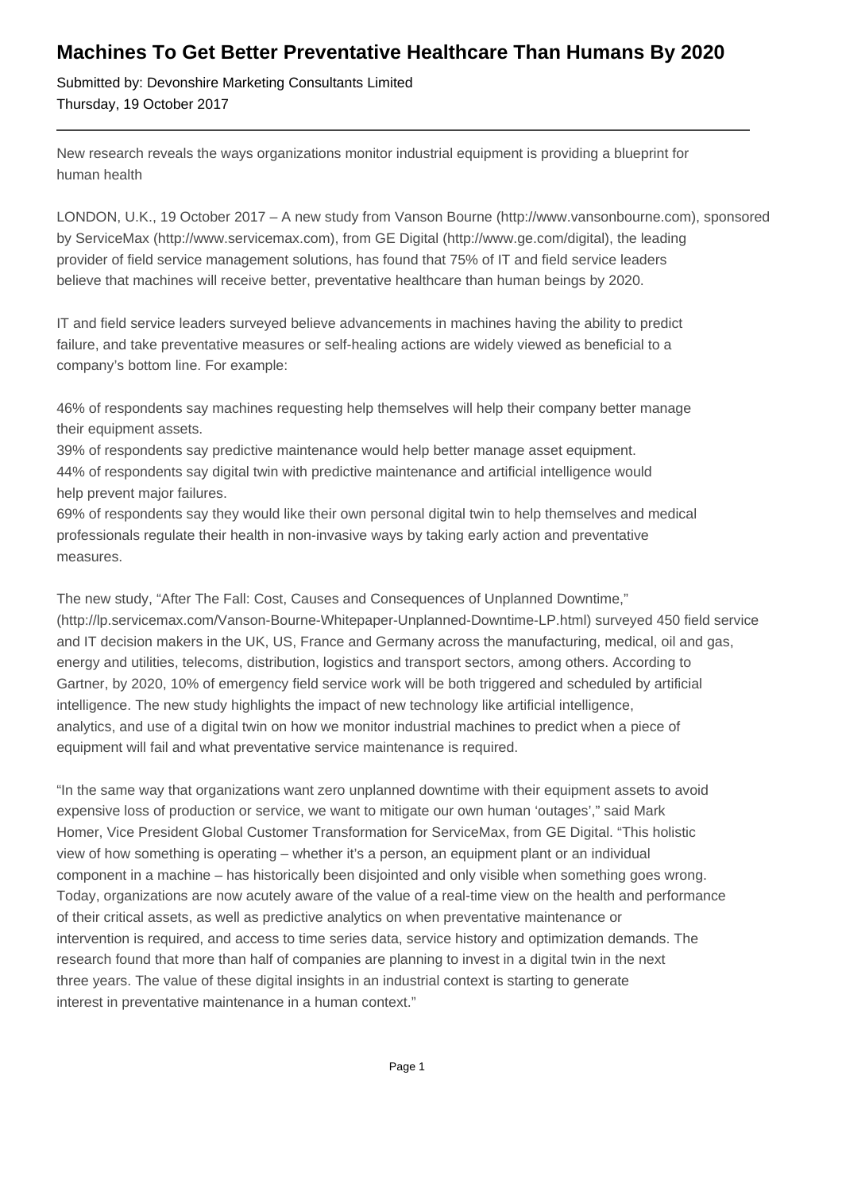# Machines To Get Better Preventative Healthcare Than Humans By 2020

Submitted by: Devonshire Marketing Consultants Limited
Thursday, 19 October 2017

---

New research reveals the ways organizations monitor industrial equipment is providing a blueprint for human health

LONDON, U.K., 19 October 2017 – A new study from Vanson Bourne (http://www.vansonbourne.com), sponsored by ServiceMax (http://www.servicemax.com), from GE Digital (http://www.ge.com/digital), the leading provider of field service management solutions, has found that 75% of IT and field service leaders believe that machines will receive better, preventative healthcare than human beings by 2020.

IT and field service leaders surveyed believe advancements in machines having the ability to predict failure, and take preventative measures or self-healing actions are widely viewed as beneficial to a company's bottom line. For example:

46% of respondents say machines requesting help themselves will help their company better manage their equipment assets.
39% of respondents say predictive maintenance would help better manage asset equipment.
44% of respondents say digital twin with predictive maintenance and artificial intelligence would help prevent major failures.
69% of respondents say they would like their own personal digital twin to help themselves and medical professionals regulate their health in non-invasive ways by taking early action and preventative measures.

The new study, "After The Fall: Cost, Causes and Consequences of Unplanned Downtime," (http://lp.servicemax.com/Vanson-Bourne-Whitepaper-Unplanned-Downtime-LP.html) surveyed 450 field service and IT decision makers in the UK, US, France and Germany across the manufacturing, medical, oil and gas, energy and utilities, telecoms, distribution, logistics and transport sectors, among others. According to Gartner, by 2020, 10% of emergency field service work will be both triggered and scheduled by artificial intelligence. The new study highlights the impact of new technology like artificial intelligence, analytics, and use of a digital twin on how we monitor industrial machines to predict when a piece of equipment will fail and what preventative service maintenance is required.

"In the same way that organizations want zero unplanned downtime with their equipment assets to avoid expensive loss of production or service, we want to mitigate our own human 'outages'," said Mark Homer, Vice President Global Customer Transformation for ServiceMax, from GE Digital. "This holistic view of how something is operating – whether it's a person, an equipment plant or an individual component in a machine – has historically been disjointed and only visible when something goes wrong. Today, organizations are now acutely aware of the value of a real-time view on the health and performance of their critical assets, as well as predictive analytics on when preventative maintenance or intervention is required, and access to time series data, service history and optimization demands. The research found that more than half of companies are planning to invest in a digital twin in the next three years. The value of these digital insights in an industrial context is starting to generate interest in preventative maintenance in a human context."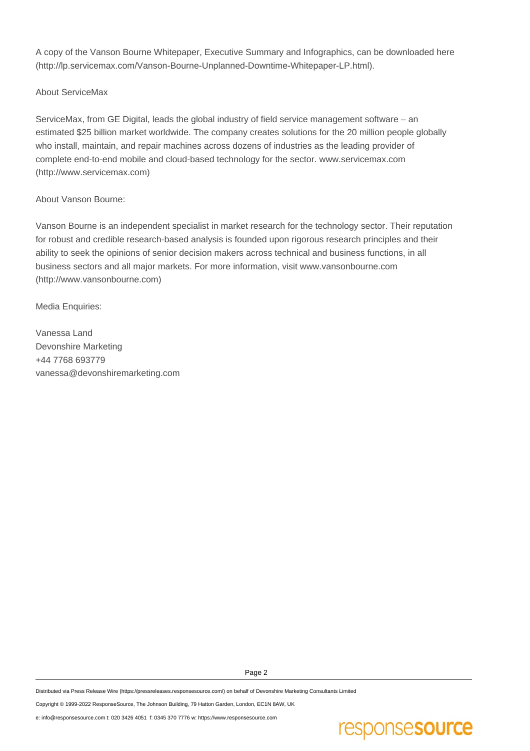A copy of the Vanson Bourne Whitepaper, Executive Summary and Infographics, can be downloaded here (http://lp.servicemax.com/Vanson-Bourne-Unplanned-Downtime-Whitepaper-LP.html).

About ServiceMax

ServiceMax, from GE Digital, leads the global industry of field service management software – an estimated $25 billion market worldwide. The company creates solutions for the 20 million people globally who install, maintain, and repair machines across dozens of industries as the leading provider of complete end-to-end mobile and cloud-based technology for the sector. www.servicemax.com (http://www.servicemax.com)

About Vanson Bourne:

Vanson Bourne is an independent specialist in market research for the technology sector. Their reputation for robust and credible research-based analysis is founded upon rigorous research principles and their ability to seek the opinions of senior decision makers across technical and business functions, in all business sectors and all major markets. For more information, visit www.vansonbourne.com (http://www.vansonbourne.com)

Media Enquiries:

Vanessa Land  
Devonshire Marketing  
+44 7768 693779  
vanessa@devonshiremarketing.com

Distributed via Press Release Wire (https://pressreleases.responsesource.com/) on behalf of Devonshire Marketing Consultants Limited

Copyright © 1999-2022 ResponseSource, The Johnson Building, 79 Hatton Garden, London, EC1N 8AW, UK

e: info@responsesource.com t: 020 3426 4051 f: 0345 370 7776 w: https://www.responsesource.com